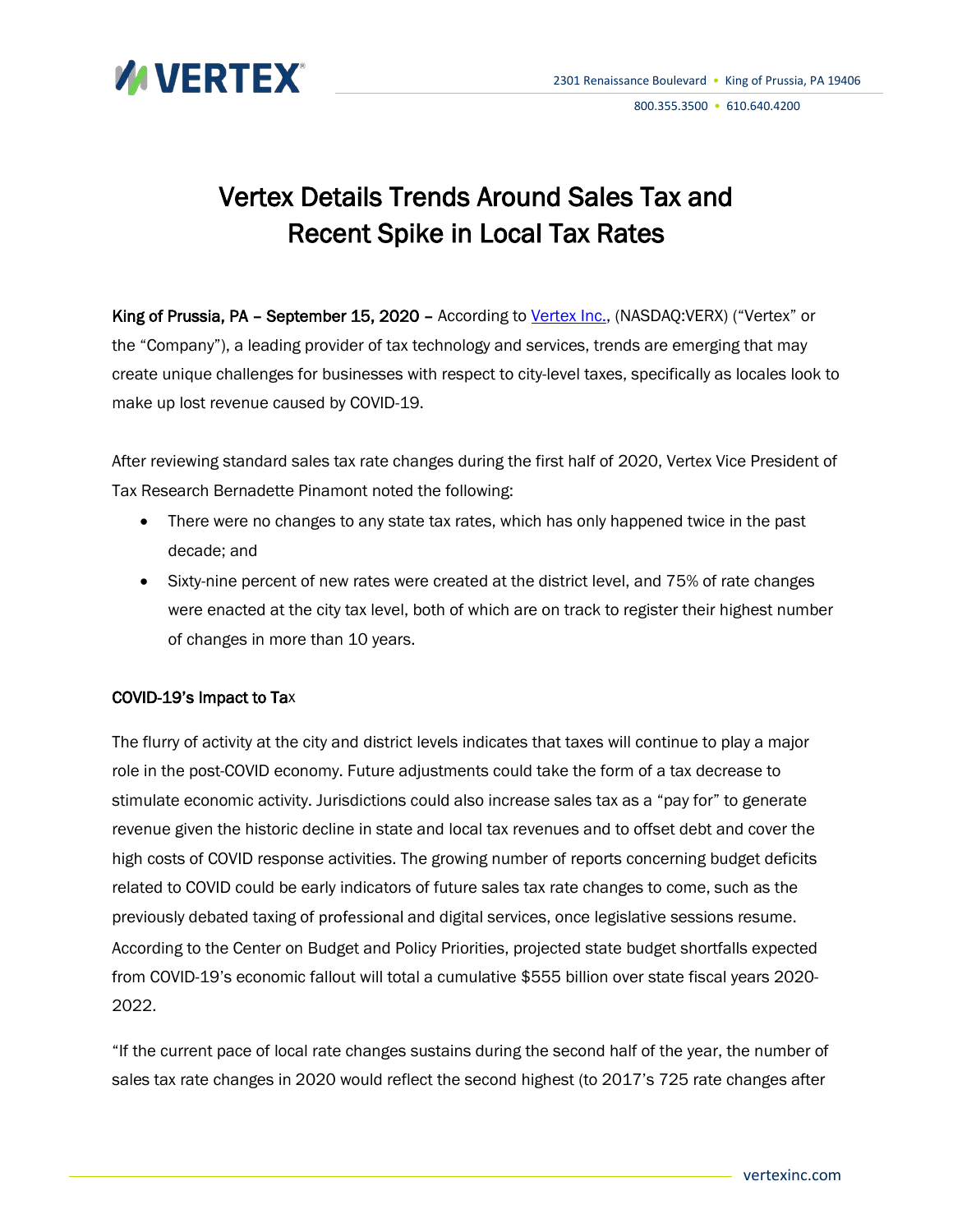# Vertex Details Trends Around Sales Tax and Recent Spike in Local Tax Rates

**King of Prussia, PA – September 15, 2020 –** According to [Vertex Inc.](), (NASDAQ:VERX) ("Vertex" or the "Company"), a leading provider of tax technology and services, trends are emerging that may create unique challenges for businesses with respect to city-level taxes, specifically as locales look to make up lost revenue caused by COVID-19.

After reviewing standard sales tax rate changes during the first half of 2020, Vertex Vice President of Tax Research Bernadette Pinamont noted the following:

- There were no changes to any state tax rates, which has only happened twice in the past decade; and
- Sixty-nine percent of new rates were created at the district level, and 75% of rate changes were enacted at the city tax level, both of which are on track to register their highest number of changes in more than 10 years.

## COVID-19's Impact to Tax

The flurry of activity at the city and district levels indicates that taxes will continue to play a major role in the post-COVID economy. Future adjustments could take the form of a tax decrease to stimulate economic activity. Jurisdictions could also increase sales tax as a "pay for" to generate revenue given the historic decline in state and local tax revenues and to offset debt and cover the high costs of COVID response activities. The growing number of reports concerning budget deficits related to COVID could be early indicators of future sales tax rate changes to come, such as the previously debated taxing of professional and digital services, once legislative sessions resume. According to the Center on Budget and Policy Priorities, projected state budget shortfalls expected from COVID-19's economic fallout will total a cumulative $555 billion over state fiscal years 2020-2022.

"If the current pace of local rate changes sustains during the second half of the year, the number of sales tax rate changes in 2020 would reflect the second highest (to 2017's 725 rate changes after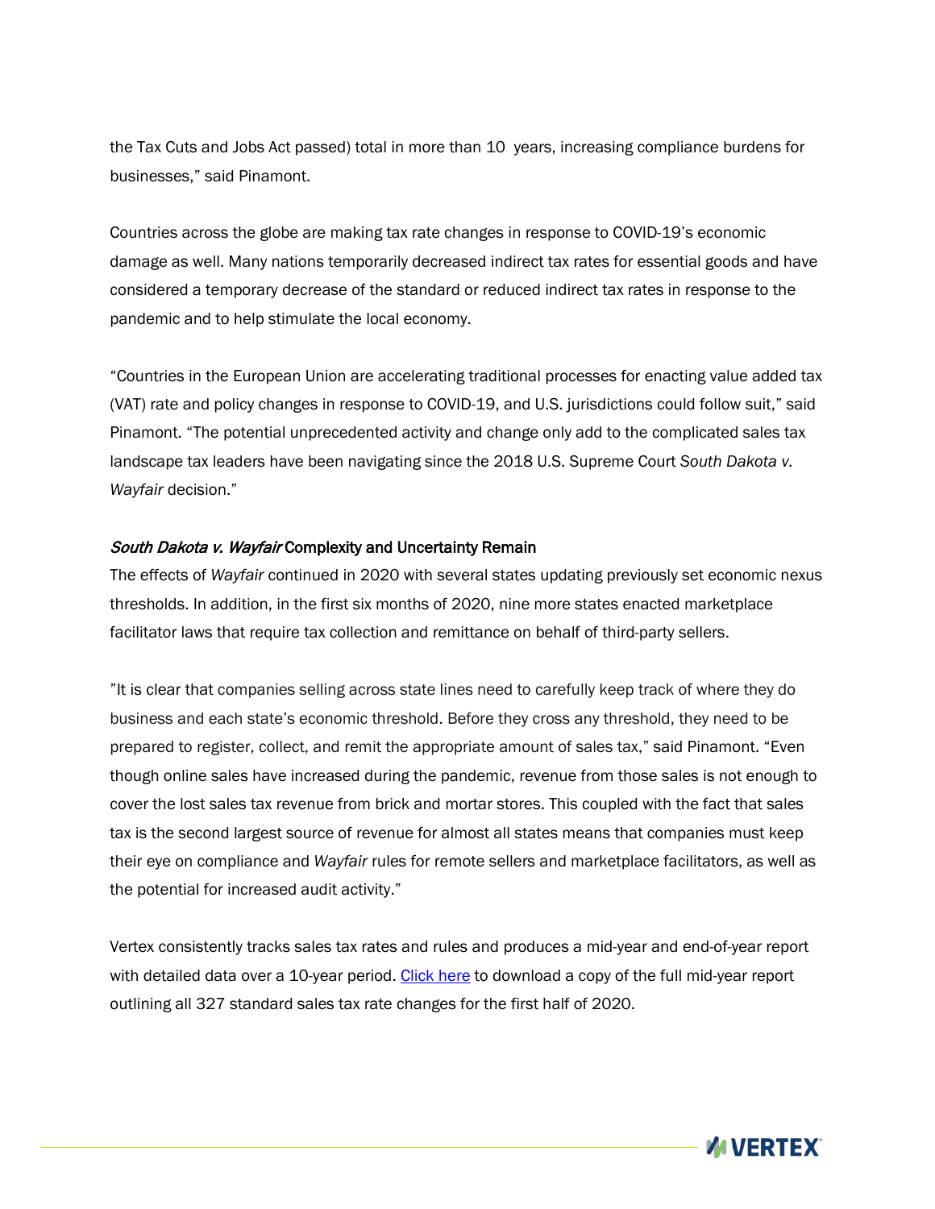the Tax Cuts and Jobs Act passed) total in more than 10 years, increasing compliance burdens for businesses," said Pinamont.

Countries across the globe are making tax rate changes in response to COVID-19's economic damage as well. Many nations temporarily decreased indirect tax rates for essential goods and have considered a temporary decrease of the standard or reduced indirect tax rates in response to the pandemic and to help stimulate the local economy.

"Countries in the European Union are accelerating traditional processes for enacting value added tax (VAT) rate and policy changes in response to COVID-19, and U.S. jurisdictions could follow suit," said Pinamont. "The potential unprecedented activity and change only add to the complicated sales tax landscape tax leaders have been navigating since the 2018 U.S. Supreme Court *South Dakota v. Wayfair* decision."

### *South Dakota v. Wayfair* Complexity and Uncertainty Remain

The effects of *Wayfair* continued in 2020 with several states updating previously set economic nexus thresholds. In addition, in the first six months of 2020, nine more states enacted marketplace facilitator laws that require tax collection and remittance on behalf of third-party sellers.

"It is clear that companies selling across state lines need to carefully keep track of where they do business and each state's economic threshold. Before they cross any threshold, they need to be prepared to register, collect, and remit the appropriate amount of sales tax," said Pinamont. "Even though online sales have increased during the pandemic, revenue from those sales is not enough to cover the lost sales tax revenue from brick and mortar stores. This coupled with the fact that sales tax is the second largest source of revenue for almost all states means that companies must keep their eye on compliance and *Wayfair* rules for remote sellers and marketplace facilitators, as well as the potential for increased audit activity."

Vertex consistently tracks sales tax rates and rules and produces a mid-year and end-of-year report with detailed data over a 10-year period. Click here to download a copy of the full mid-year report outlining all 327 standard sales tax rate changes for the first half of 2020.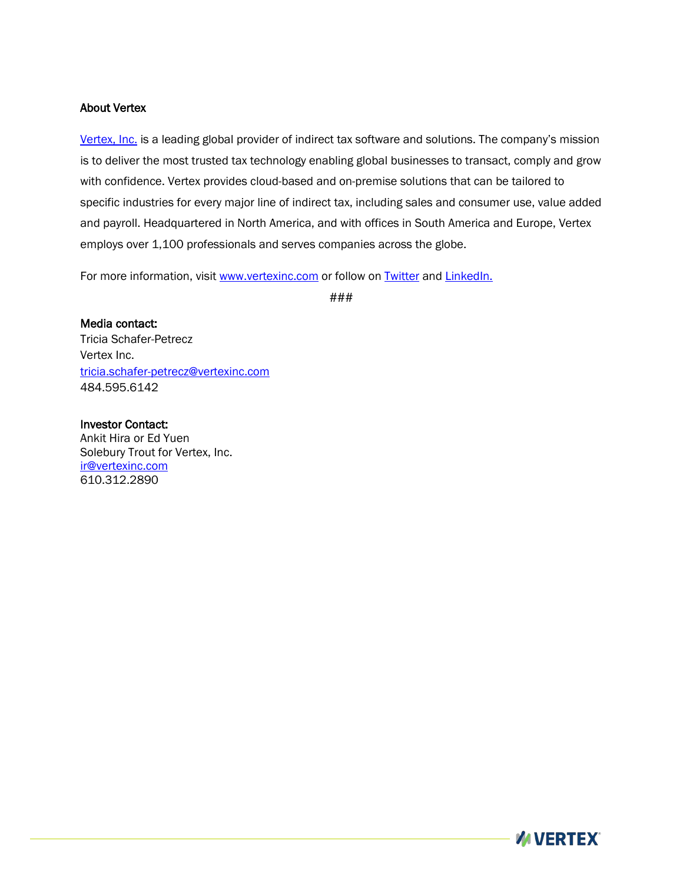**About Vertex**

[Vertex, Inc.](https://www.vertexinc.com) is a leading global provider of indirect tax software and solutions. The company's mission is to deliver the most trusted tax technology enabling global businesses to transact, comply and grow with confidence. Vertex provides cloud-based and on-premise solutions that can be tailored to specific industries for every major line of indirect tax, including sales and consumer use, value added and payroll. Headquartered in North America, and with offices in South America and Europe, Vertex employs over 1,100 professionals and serves companies across the globe.

For more information, visit www.vertexinc.com or follow on Twitter and LinkedIn.

###

**Media contact:**
Tricia Schafer-Petrecz
Vertex Inc.
tricia.schafer-petrecz@vertexinc.com
484.595.6142

**Investor Contact:**
Ankit Hira or Ed Yuen
Solebury Trout for Vertex, Inc.
ir@vertexinc.com
610.312.2890